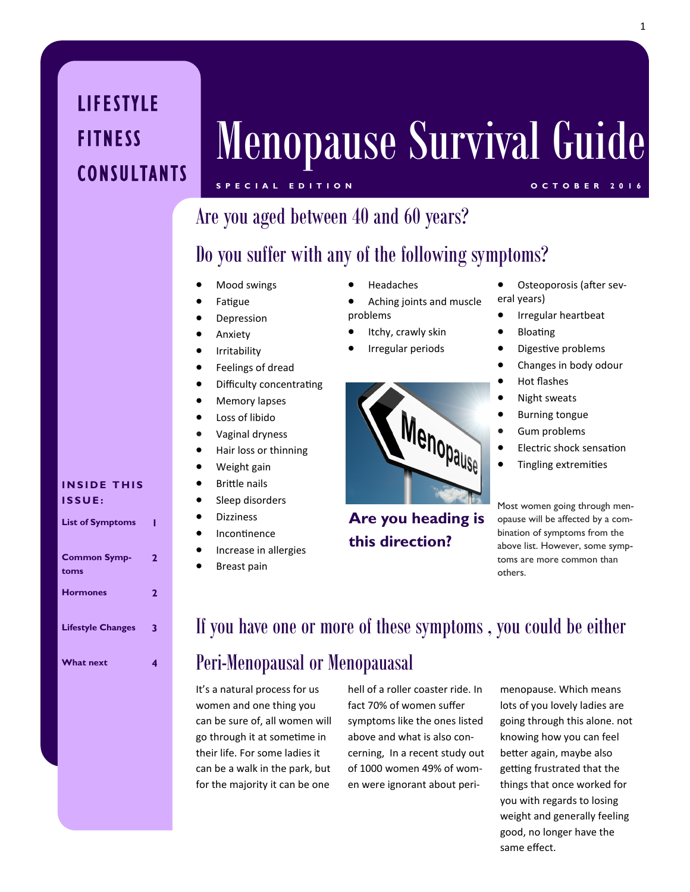LIFESTYLE FITNESS CONSULTANTS

# Menopause Survival Guide

SPECIAL EDITION — OCTOBER 2016

## Are you aged between 40 and 60 years?

## Do you suffer with any of the following symptoms?

- Mood swings
- Fatigue
- Depression
- Anxiety
- Irritability
- Feelings of dread
- Difficulty concentrating
- Memory lapses
- Loss of libido
- Vaginal dryness
- Hair loss or thinning
- Weight gain
- Brittle nails
- Sleep disorders
- Dizziness
- Incontinence
- Increase in allergies
- Breast pain
- Headaches
- Aching joints and muscle problems
- Itchy, crawly skin
- Irregular periods
- Osteoporosis (after several years)
- Irregular heartbeat
- Bloating
- Digestive problems
- Changes in body odour
- Hot flashes
- Night sweats
- Burning tongue
- Gum problems
- Electric shock sensation
- Tingling extremities

**Are you heading is this direction?**

Most women going through menopause will be affected by a combination of symptoms from the above list. However, some symptoms are more common than others.

**INSIDE THIS ISSUE:**

| | |
|---|---|
| List of Symptoms | 1 |
| Common Symptoms | 2 |
| Hormones | 2 |
| Lifestyle Changes | 3 |
| What next | 4 |

## If you have one or more of these symptoms , you could be either Peri-Menopausal or Menopauasal

It's a natural process for us women and one thing you can be sure of, all women will go through it at sometime in their life. For some ladies it can be a walk in the park, but for the majority it can be one hell of a roller coaster ride. In fact 70% of women suffer symptoms like the ones listed above and what is also concerning, In a recent study out of 1000 women 49% of women were ignorant about peri-menopause. Which means lots of you lovely ladies are going through this alone. not knowing how you can feel better again, maybe also getting frustrated that the things that once worked for you with regards to losing weight and generally feeling good, no longer have the same effect.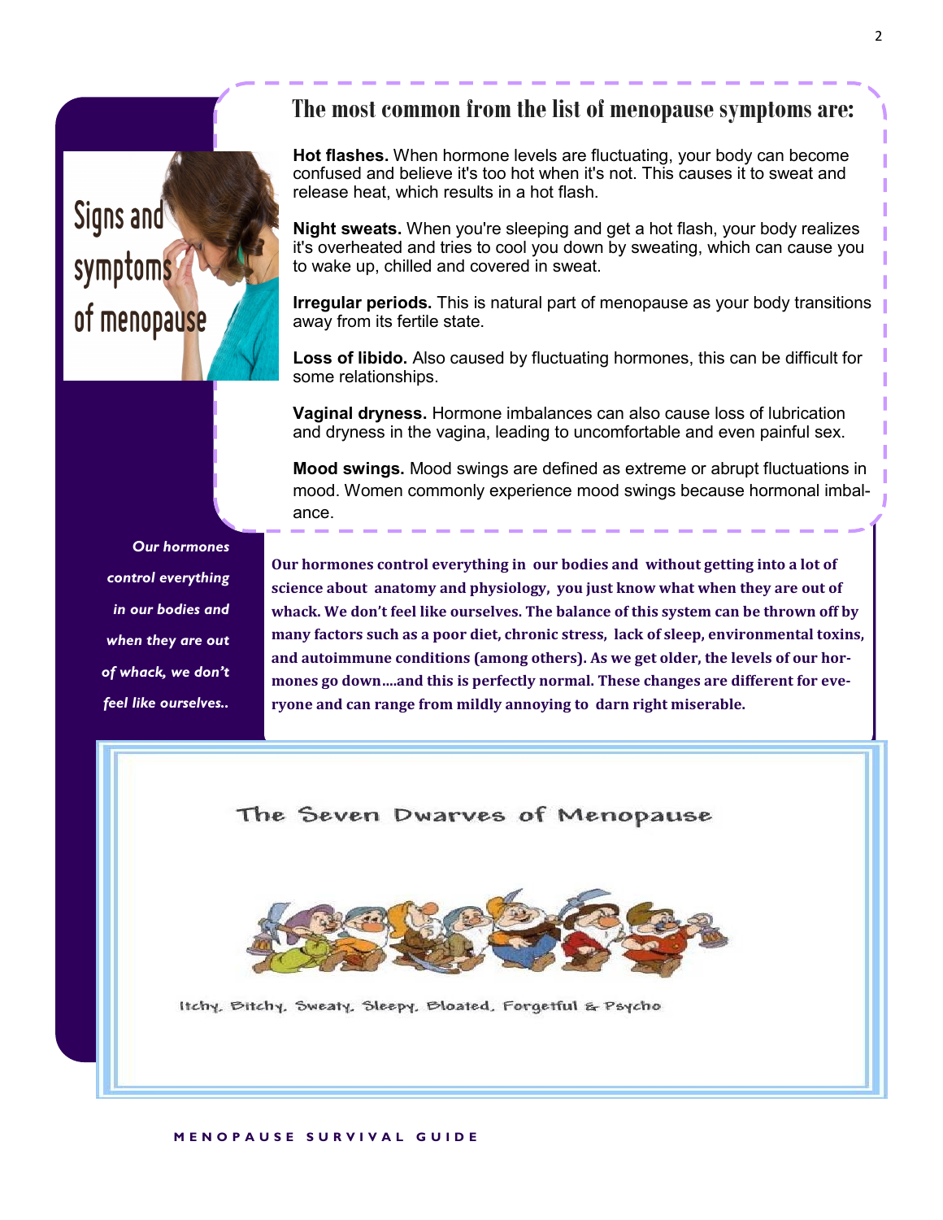## Signs and symptoms of menopause

### The most common from the list of menopause symptoms are:

**Hot flashes.** When hormone levels are fluctuating, your body can become confused and believe it's too hot when it's not. This causes it to sweat and release heat, which results in a hot flash.

**Night sweats.** When you're sleeping and get a hot flash, your body realizes it's overheated and tries to cool you down by sweating, which can cause you to wake up, chilled and covered in sweat.

**Irregular periods.** This is natural part of menopause as your body transitions away from its fertile state.

**Loss of libido.** Also caused by fluctuating hormones, this can be difficult for some relationships.

**Vaginal dryness.** Hormone imbalances can also cause loss of lubrication and dryness in the vagina, leading to uncomfortable and even painful sex.

**Mood swings.** Mood swings are defined as extreme or abrupt fluctuations in mood. Women commonly experience mood swings because hormonal imbalance.

***Our hormones control everything in our bodies and when they are out of whack, we don't feel like ourselves..***

**Our hormones control everything in our bodies and without getting into a lot of science about anatomy and physiology, you just know what when they are out of whack. We don't feel like ourselves. The balance of this system can be thrown off by many factors such as a poor diet, chronic stress, lack of sleep, environmental toxins, and autoimmune conditions (among others). As we get older, the levels of our hormones go down….and this is perfectly normal. These changes are different for everyone and can range from mildly annoying to darn right miserable.**

### The Seven Dwarves of Menopause

Itchy, Bitchy, Sweaty, Sleepy, Bloated, Forgetful & Psycho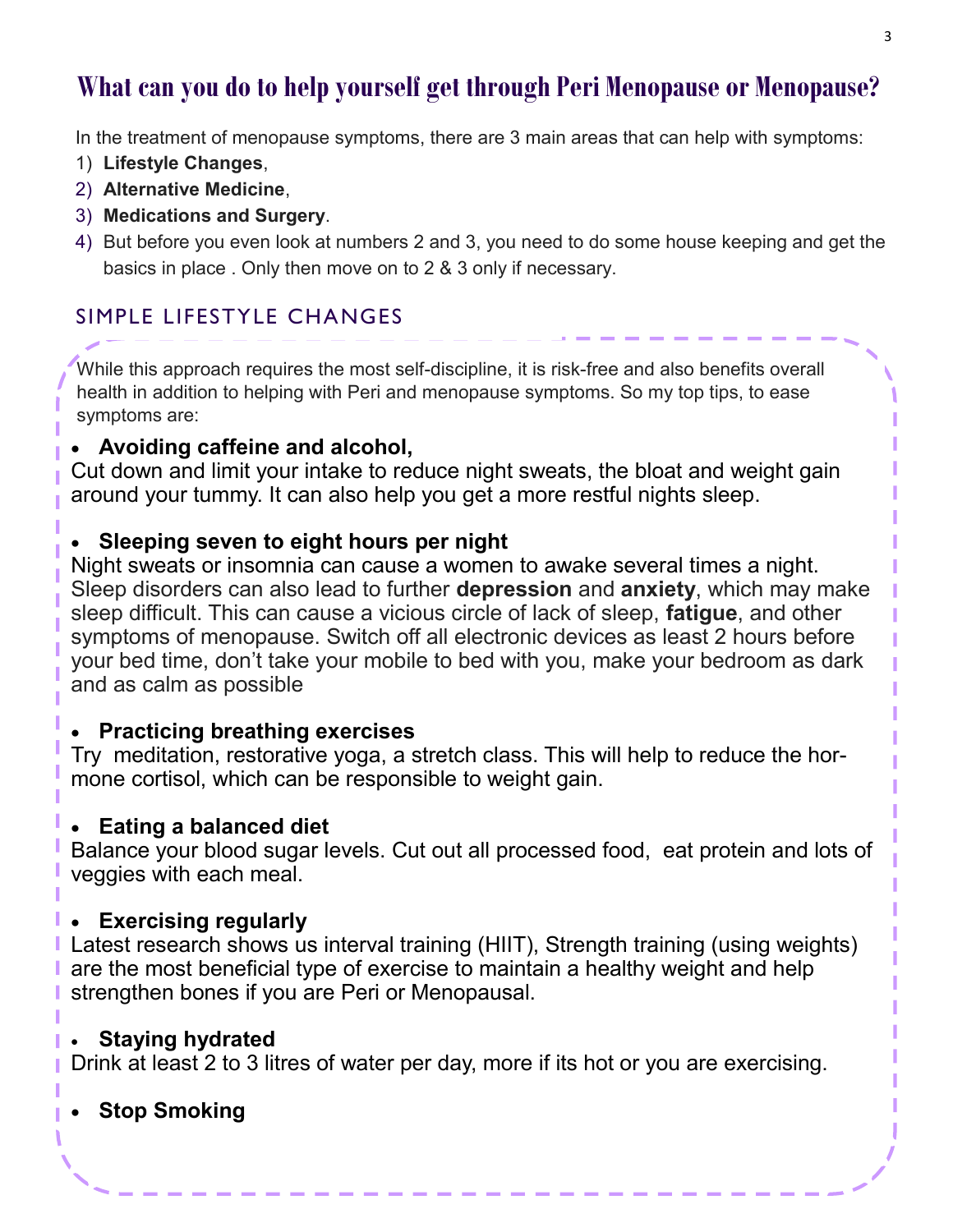# What can you do to help yourself get through Peri Menopause or Menopause?

In the treatment of menopause symptoms, there are 3 main areas that can help with symptoms:

1) **Lifestyle Changes**,
2) **Alternative Medicine**,
3) **Medications and Surgery**.
4) But before you even look at numbers 2 and 3, you need to do some house keeping and get the basics in place . Only then move on to 2 & 3 only if necessary.

## SIMPLE LIFESTYLE CHANGES

While this approach requires the most self-discipline, it is risk-free and also benefits overall health in addition to helping with Peri and menopause symptoms. So my top tips, to ease symptoms are:

- **Avoiding caffeine and alcohol,**

Cut down and limit your intake to reduce night sweats, the bloat and weight gain around your tummy. It can also help you get a more restful nights sleep.

- **Sleeping seven to eight hours per night**

Night sweats or insomnia can cause a women to awake several times a night. Sleep disorders can also lead to further **depression** and **anxiety**, which may make sleep difficult. This can cause a vicious circle of lack of sleep, **fatigue**, and other symptoms of menopause. Switch off all electronic devices as least 2 hours before your bed time, don't take your mobile to bed with you, make your bedroom as dark and as calm as possible

- **Practicing breathing exercises**

Try meditation, restorative yoga, a stretch class. This will help to reduce the hormone cortisol, which can be responsible to weight gain.

- **Eating a balanced diet**

Balance your blood sugar levels. Cut out all processed food, eat protein and lots of veggies with each meal.

- **Exercising regularly**

Latest research shows us interval training (HIIT), Strength training (using weights) are the most beneficial type of exercise to maintain a healthy weight and help strengthen bones if you are Peri or Menopausal.

- **Staying hydrated**

Drink at least 2 to 3 litres of water per day, more if its hot or you are exercising.

- **Stop Smoking**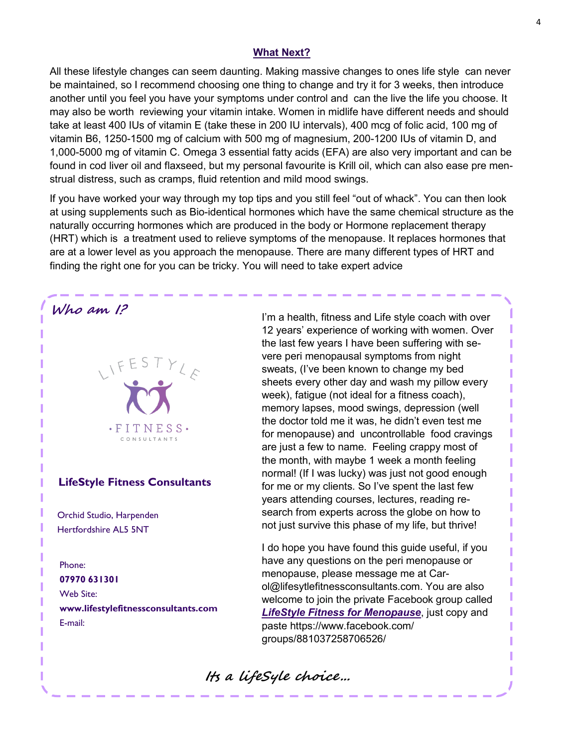## What Next?

All these lifestyle changes can seem daunting. Making massive changes to ones life style can never be maintained, so I recommend choosing one thing to change and try it for 3 weeks, then introduce another until you feel you have your symptoms under control and can the live the life you choose. It may also be worth reviewing your vitamin intake. Women in midlife have different needs and should take at least 400 IUs of vitamin E (take these in 200 IU intervals), 400 mcg of folic acid, 100 mg of vitamin B6, 1250-1500 mg of calcium with 500 mg of magnesium, 200-1200 IUs of vitamin D, and 1,000-5000 mg of vitamin C. Omega 3 essential fatty acids (EFA) are also very important and can be found in cod liver oil and flaxseed, but my personal favourite is Krill oil, which can also ease pre menstrual distress, such as cramps, fluid retention and mild mood swings.

If you have worked your way through my top tips and you still feel "out of whack". You can then look at using supplements such as Bio-identical hormones which have the same chemical structure as the naturally occurring hormones which are produced in the body or Hormone replacement therapy (HRT) which is a treatment used to relieve symptoms of the menopause. It replaces hormones that are at a lower level as you approach the menopause. There are many different types of HRT and finding the right one for you can be tricky. You will need to take expert advice

## *Who am I?*

LIFESTYLE • FITNESS • CONSULTANTS

**LifeStyle Fitness Consultants**

Orchid Studio, Harpenden
Hertfordshire AL5 5NT

Phone:
**07970 631301**
Web Site:
**www.lifestylefitnessconsultants.com**
E-mail:

I'm a health, fitness and Life style coach with over 12 years' experience of working with women. Over the last few years I have been suffering with severe peri menopausal symptoms from night sweats, (I've been known to change my bed sheets every other day and wash my pillow every week), fatigue (not ideal for a fitness coach), memory lapses, mood swings, depression (well the doctor told me it was, he didn't even test me for menopause) and uncontrollable food cravings are just a few to name. Feeling crappy most of the month, with maybe 1 week a month feeling normal! (If I was lucky) was just not good enough for me or my clients. So I've spent the last few years attending courses, lectures, reading research from experts across the globe on how to not just survive this phase of my life, but thrive!

I do hope you have found this guide useful, if you have any questions on the peri menopause or menopause, please message me at Carol@lifesytlefitnessconsultants.com. You are also welcome to join the private Facebook group called ***LifeStyle Fitness for Menopause***, just copy and paste https://www.facebook.com/groups/881037258706526/

*Its a lifeSyle choice...*